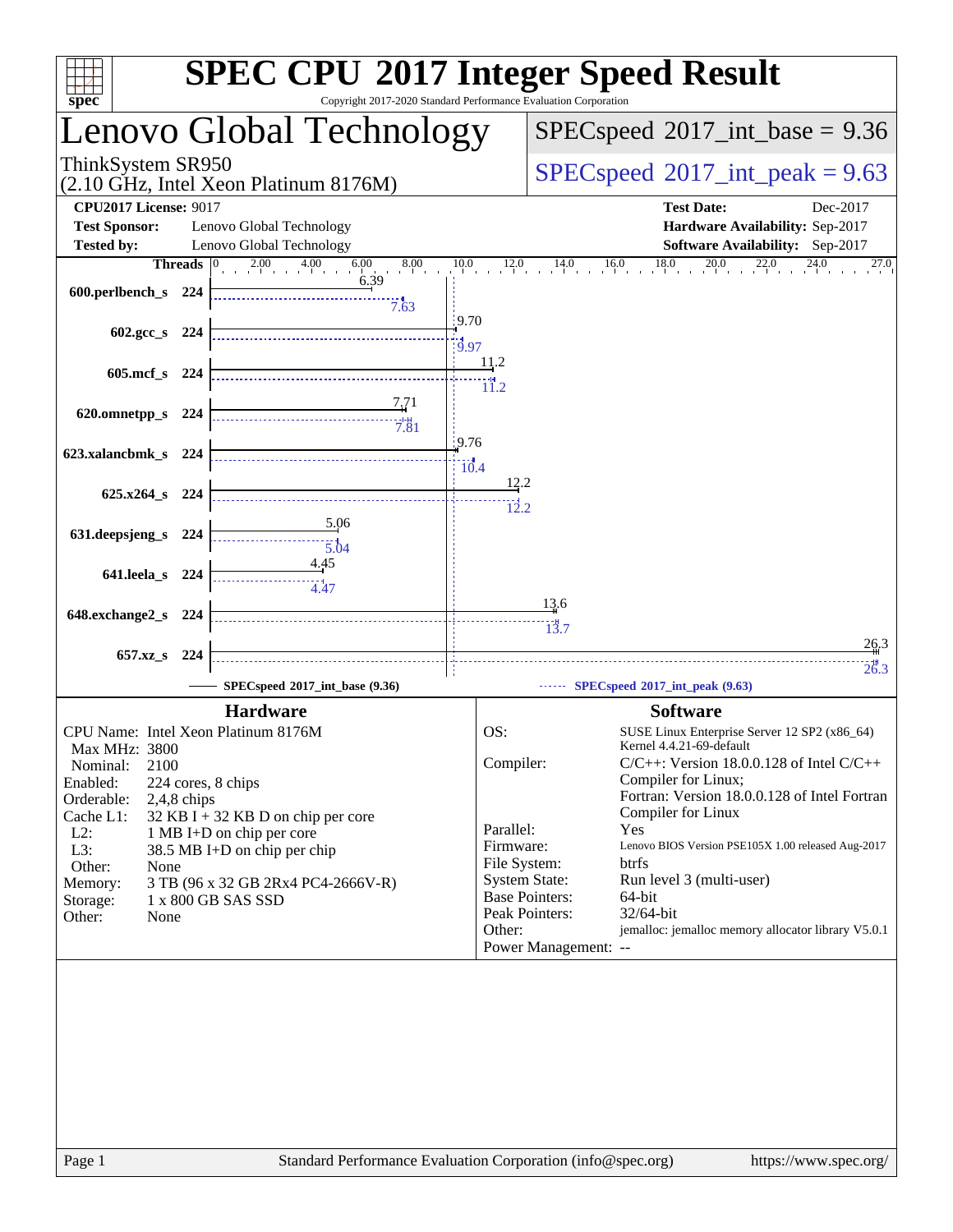# SPEC CPU 2017 Integer Speed Result

Copyright 2017-2020 Standard Performance Evaluation Corporation

## Lenovo Global Technology

ThinkSystem SR950
(2.10 GHz, Intel Xeon Platinum 8176M)

SPECspeed 2017_int_base = 9.36

SPECspeed 2017_int_peak = 9.63

| | | | |
|---|---|---|---|
| **CPU2017 License:** | 9017 | **Test Date:** | Dec-2017 |
| **Test Sponsor:** | Lenovo Global Technology | **Hardware Availability:** | Sep-2017 |
| **Tested by:** | Lenovo Global Technology | **Software Availability:** | Sep-2017 |

| Benchmark | Threads | Base | Peak |
|---|---|---|---|
| 600.perlbench_s | 224 | 6.39 | 7.63 |
| 602.gcc_s | 224 | 9.70 | 9.97 |
| 605.mcf_s | 224 | 11.2 | 11.2 |
| 620.omnetpp_s | 224 | 7.71 | 7.81 |
| 623.xalancbmk_s | 224 | 9.76 | 10.4 |
| 625.x264_s | 224 | 12.2 | 12.2 |
| 631.deepsjeng_s | 224 | 5.06 | 5.04 |
| 641.leela_s | 224 | 4.45 | 4.47 |
| 648.exchange2_s | 224 | 13.6 | 13.7 |
| 657.xz_s | 224 | 26.3 | 26.3 |

SPECspeed 2017_int_base (9.36) SPECspeed 2017_int_peak (9.63)

### Hardware

- CPU Name: Intel Xeon Platinum 8176M
- Max MHz: 3800
- Nominal: 2100
- Enabled: 224 cores, 8 chips
- Orderable: 2,4,8 chips
- Cache L1: 32 KB I + 32 KB D on chip per core
- L2: 1 MB I+D on chip per core
- L3: 38.5 MB I+D on chip per chip
- Other: None
- Memory: 3 TB (96 x 32 GB 2Rx4 PC4-2666V-R)
- Storage: 1 x 800 GB SAS SSD
- Other: None

### Software

- OS: SUSE Linux Enterprise Server 12 SP2 (x86_64) Kernel 4.4.21-69-default
- Compiler: C/C++: Version 18.0.0.128 of Intel C/C++ Compiler for Linux; Fortran: Version 18.0.0.128 of Intel Fortran Compiler for Linux
- Parallel: Yes
- Firmware: Lenovo BIOS Version PSE105X 1.00 released Aug-2017
- File System: btrfs
- System State: Run level 3 (multi-user)
- Base Pointers: 64-bit
- Peak Pointers: 32/64-bit
- Other: jemalloc: jemalloc memory allocator library V5.0.1
- Power Management: --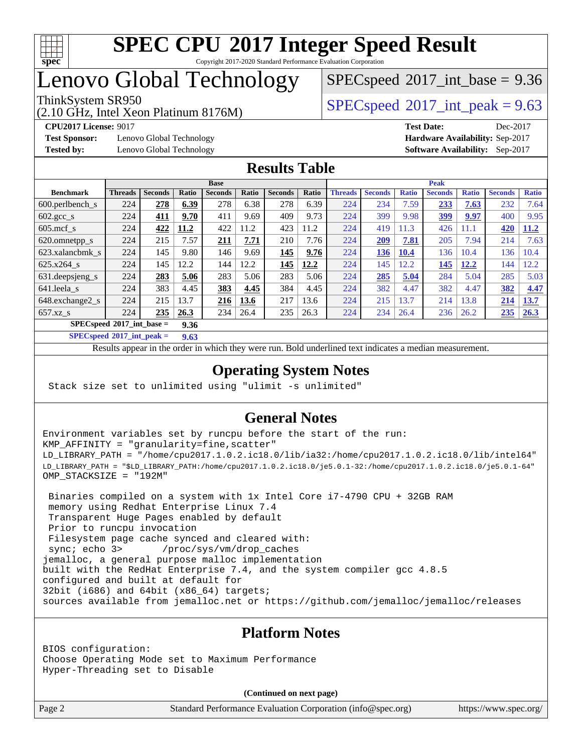# SPEC CPU 2017 Integer Speed Result

Copyright 2017-2020 Standard Performance Evaluation Corporation

# Lenovo Global Technology

ThinkSystem SR950
(2.10 GHz, Intel Xeon Platinum 8176M)

SPECspeed 2017_int_base = 9.36

SPECspeed 2017_int_peak = 9.63

**CPU2017 License:** 9017
**Test Sponsor:** Lenovo Global Technology
**Tested by:** Lenovo Global Technology

**Test Date:** Dec-2017
**Hardware Availability:** Sep-2017
**Software Availability:** Sep-2017

## Results Table

| Benchmark | Base | | | | | | | Peak | | | | | | |
|---|---|---|---|---|---|---|---|---|---|---|---|---|---|---|
| | Threads | Seconds | Ratio | Seconds | Ratio | Seconds | Ratio | Threads | Seconds | Ratio | Seconds | Ratio | Seconds | Ratio |
| 600.perlbench_s | 224 | **278** | **6.39** | 278 | 6.38 | 278 | 6.39 | 224 | 234 | 7.59 | **233** | **7.63** | 232 | 7.64 |
| 602.gcc_s | 224 | **411** | **9.70** | 411 | 9.69 | 409 | 9.73 | 224 | 399 | 9.98 | **399** | **9.97** | 400 | 9.95 |
| 605.mcf_s | 224 | **422** | **11.2** | 422 | 11.2 | 423 | 11.2 | 224 | 419 | 11.3 | 426 | 11.1 | **420** | **11.2** |
| 620.omnetpp_s | 224 | 215 | 7.57 | **211** | **7.71** | 210 | 7.76 | 224 | **209** | **7.81** | 205 | 7.94 | 214 | 7.63 |
| 623.xalancbmk_s | 224 | 145 | 9.80 | 146 | 9.69 | **145** | **9.76** | 224 | **136** | **10.4** | 136 | 10.4 | 136 | 10.4 |
| 625.x264_s | 224 | 145 | 12.2 | 144 | 12.2 | **145** | **12.2** | 224 | 145 | 12.2 | **145** | **12.2** | 144 | 12.2 |
| 631.deepsjeng_s | 224 | **283** | **5.06** | 283 | 5.06 | 283 | 5.06 | 224 | **285** | **5.04** | 284 | 5.04 | 285 | 5.03 |
| 641.leela_s | 224 | 383 | 4.45 | **383** | **4.45** | 384 | 4.45 | 224 | 382 | 4.47 | 382 | 4.47 | **382** | **4.47** |
| 648.exchange2_s | 224 | 215 | 13.7 | **216** | **13.6** | 217 | 13.6 | 224 | 215 | 13.7 | 214 | 13.8 | **214** | **13.7** |
| 657.xz_s | 224 | **235** | **26.3** | 234 | 26.4 | 235 | 26.3 | 224 | 234 | 26.4 | 236 | 26.2 | **235** | **26.3** |

**SPECspeed 2017_int_base = 9.36**

**SPECspeed 2017_int_peak = 9.63**

Results appear in the order in which they were run. Bold underlined text indicates a median measurement.

## Operating System Notes

```
Stack size set to unlimited using "ulimit -s unlimited"
```

## General Notes

```
Environment variables set by runcpu before the start of the run:
KMP_AFFINITY = "granularity=fine,scatter"
LD_LIBRARY_PATH = "/home/cpu2017.1.0.2.ic18.0/lib/ia32:/home/cpu2017.1.0.2.ic18.0/lib/intel64"
LD_LIBRARY_PATH = "$LD_LIBRARY_PATH:/home/cpu2017.1.0.2.ic18.0/je5.0.1-32:/home/cpu2017.1.0.2.ic18.0/je5.0.1-64"
OMP_STACKSIZE = "192M"

 Binaries compiled on a system with 1x Intel Core i7-4790 CPU + 32GB RAM
 memory using Redhat Enterprise Linux 7.4
 Transparent Huge Pages enabled by default
 Prior to runcpu invocation
 Filesystem page cache synced and cleared with:
 sync; echo 3>       /proc/sys/vm/drop_caches
jemalloc, a general purpose malloc implementation
built with the RedHat Enterprise 7.4, and the system compiler gcc 4.8.5
configured and built at default for
32bit (i686) and 64bit (x86_64) targets;
sources available from jemalloc.net or https://github.com/jemalloc/jemalloc/releases
```

## Platform Notes

```
BIOS configuration:
Choose Operating Mode set to Maximum Performance
Hyper-Threading set to Disable
```

**(Continued on next page)**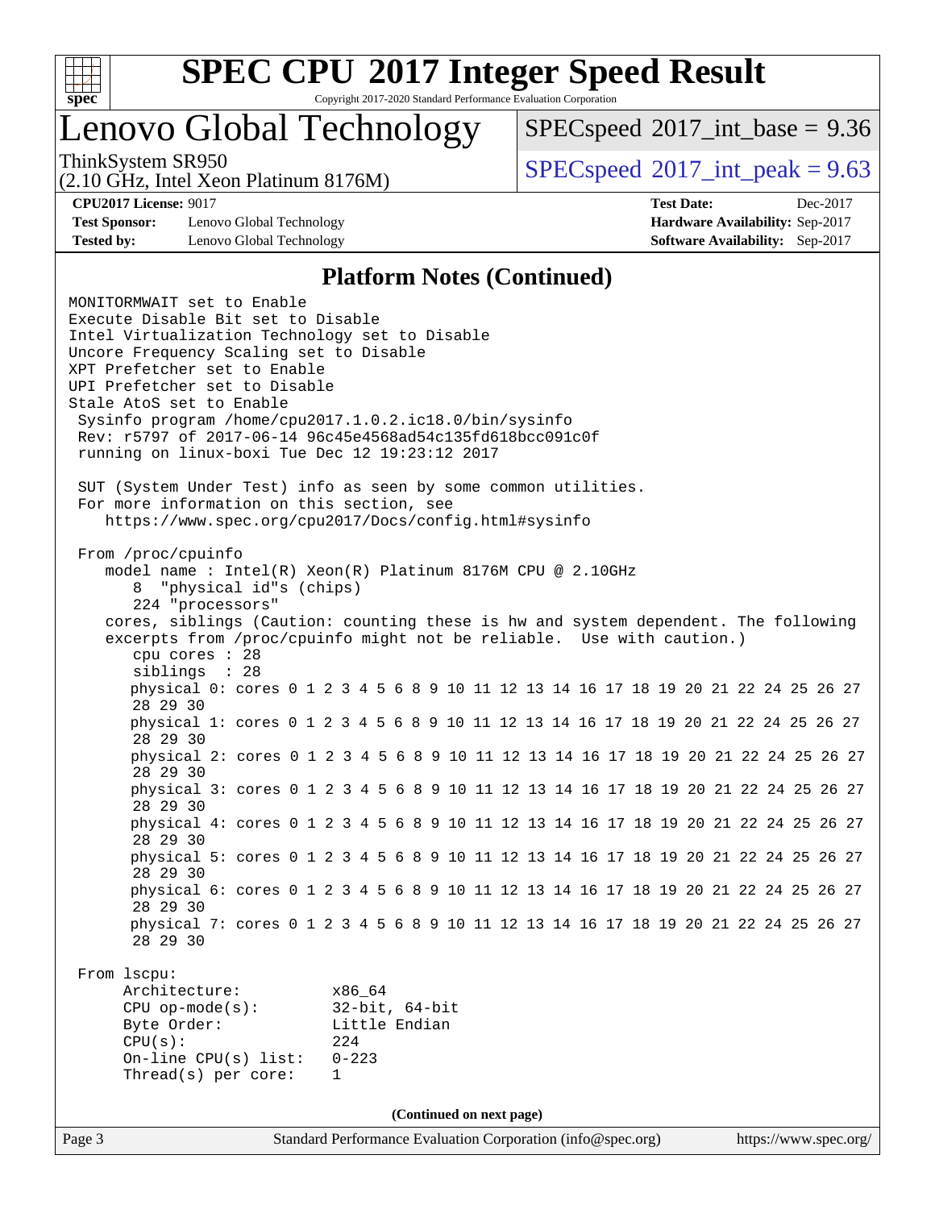# SPEC CPU 2017 Integer Speed Result

Copyright 2017-2020 Standard Performance Evaluation Corporation

## Lenovo Global Technology

ThinkSystem SR950
(2.10 GHz, Intel Xeon Platinum 8176M)

SPECspeed 2017_int_base = 9.36

SPECspeed 2017_int_peak = 9.63

**CPU2017 License:** 9017
**Test Sponsor:** Lenovo Global Technology
**Tested by:** Lenovo Global Technology

**Test Date:** Dec-2017
**Hardware Availability:** Sep-2017
**Software Availability:** Sep-2017

### Platform Notes (Continued)

```
MONITORMWAIT set to Enable
Execute Disable Bit set to Disable
Intel Virtualization Technology set to Disable
Uncore Frequency Scaling set to Disable
XPT Prefetcher set to Enable
UPI Prefetcher set to Disable
Stale AtoS set to Enable
 Sysinfo program /home/cpu2017.1.0.2.ic18.0/bin/sysinfo
 Rev: r5797 of 2017-06-14 96c45e4568ad54c135fd618bcc091c0f
 running on linux-boxi Tue Dec 12 19:23:12 2017

 SUT (System Under Test) info as seen by some common utilities.
 For more information on this section, see
    https://www.spec.org/cpu2017/Docs/config.html#sysinfo

 From /proc/cpuinfo
    model name : Intel(R) Xeon(R) Platinum 8176M CPU @ 2.10GHz
       8  "physical id"s (chips)
       224 "processors"
    cores, siblings (Caution: counting these is hw and system dependent. The following
    excerpts from /proc/cpuinfo might not be reliable.  Use with caution.)
       cpu cores : 28
       siblings  : 28
       physical 0: cores 0 1 2 3 4 5 6 8 9 10 11 12 13 14 16 17 18 19 20 21 22 24 25 26 27
       28 29 30
       physical 1: cores 0 1 2 3 4 5 6 8 9 10 11 12 13 14 16 17 18 19 20 21 22 24 25 26 27
       28 29 30
       physical 2: cores 0 1 2 3 4 5 6 8 9 10 11 12 13 14 16 17 18 19 20 21 22 24 25 26 27
       28 29 30
       physical 3: cores 0 1 2 3 4 5 6 8 9 10 11 12 13 14 16 17 18 19 20 21 22 24 25 26 27
       28 29 30
       physical 4: cores 0 1 2 3 4 5 6 8 9 10 11 12 13 14 16 17 18 19 20 21 22 24 25 26 27
       28 29 30
       physical 5: cores 0 1 2 3 4 5 6 8 9 10 11 12 13 14 16 17 18 19 20 21 22 24 25 26 27
       28 29 30
       physical 6: cores 0 1 2 3 4 5 6 8 9 10 11 12 13 14 16 17 18 19 20 21 22 24 25 26 27
       28 29 30
       physical 7: cores 0 1 2 3 4 5 6 8 9 10 11 12 13 14 16 17 18 19 20 21 22 24 25 26 27
       28 29 30

 From lscpu:
      Architecture:          x86_64
      CPU op-mode(s):        32-bit, 64-bit
      Byte Order:            Little Endian
      CPU(s):                224
      On-line CPU(s) list:   0-223
      Thread(s) per core:    1
```

(Continued on next page)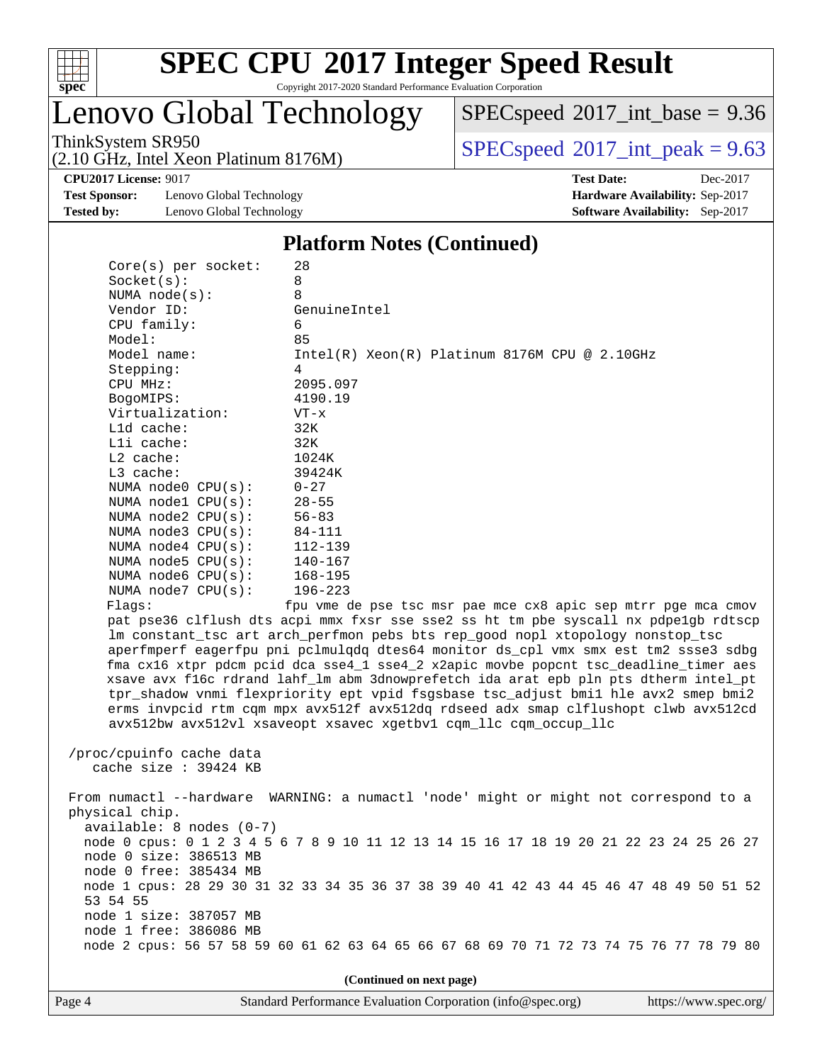# SPEC CPU 2017 Integer Speed Result

Copyright 2017-2020 Standard Performance Evaluation Corporation

## Lenovo Global Technology

ThinkSystem SR950
(2.10 GHz, Intel Xeon Platinum 8176M)

SPECspeed 2017_int_base = 9.36

SPECspeed 2017_int_peak = 9.63

**CPU2017 License:** 9017
**Test Sponsor:** Lenovo Global Technology
**Tested by:** Lenovo Global Technology

**Test Date:** Dec-2017
**Hardware Availability:** Sep-2017
**Software Availability:** Sep-2017

### Platform Notes (Continued)

```
     Core(s) per socket:    28
     Socket(s):             8
     NUMA node(s):          8
     Vendor ID:             GenuineIntel
     CPU family:            6
     Model:                 85
     Model name:            Intel(R) Xeon(R) Platinum 8176M CPU @ 2.10GHz
     Stepping:              4
     CPU MHz:               2095.097
     BogoMIPS:              4190.19
     Virtualization:        VT-x
     L1d cache:             32K
     L1i cache:             32K
     L2 cache:              1024K
     L3 cache:              39424K
     NUMA node0 CPU(s):     0-27
     NUMA node1 CPU(s):     28-55
     NUMA node2 CPU(s):     56-83
     NUMA node3 CPU(s):     84-111
     NUMA node4 CPU(s):     112-139
     NUMA node5 CPU(s):     140-167
     NUMA node6 CPU(s):     168-195
     NUMA node7 CPU(s):     196-223
     Flags:                 fpu vme de pse tsc msr pae mce cx8 apic sep mtrr pge mca cmov
     pat pse36 clflush dts acpi mmx fxsr sse sse2 ss ht tm pbe syscall nx pdpe1gb rdtscp
     lm constant_tsc art arch_perfmon pebs bts rep_good nopl xtopology nonstop_tsc
     aperfmperf eagerfpu pni pclmulqdq dtes64 monitor ds_cpl vmx smx est tm2 ssse3 sdbg
     fma cx16 xtpr pdcm pcid dca sse4_1 sse4_2 x2apic movbe popcnt tsc_deadline_timer aes
     xsave avx f16c rdrand lahf_lm abm 3dnowprefetch ida arat epb pln pts dtherm intel_pt
     tpr_shadow vnmi flexpriority ept vpid fsgsbase tsc_adjust bmi1 hle avx2 smep bmi2
     erms invpcid rtm cqm mpx avx512f avx512dq rdseed adx smap clflushopt clwb avx512cd
     avx512bw avx512vl xsaveopt xsavec xgetbv1 cqm_llc cqm_occup_llc

 /proc/cpuinfo cache data
    cache size : 39424 KB

 From numactl --hardware  WARNING: a numactl 'node' might or might not correspond to a
 physical chip.
   available: 8 nodes (0-7)
   node 0 cpus: 0 1 2 3 4 5 6 7 8 9 10 11 12 13 14 15 16 17 18 19 20 21 22 23 24 25 26 27
   node 0 size: 386513 MB
   node 0 free: 385434 MB
   node 1 cpus: 28 29 30 31 32 33 34 35 36 37 38 39 40 41 42 43 44 45 46 47 48 49 50 51 52
   53 54 55
   node 1 size: 387057 MB
   node 1 free: 386086 MB
   node 2 cpus: 56 57 58 59 60 61 62 63 64 65 66 67 68 69 70 71 72 73 74 75 76 77 78 79 80
```

(Continued on next page)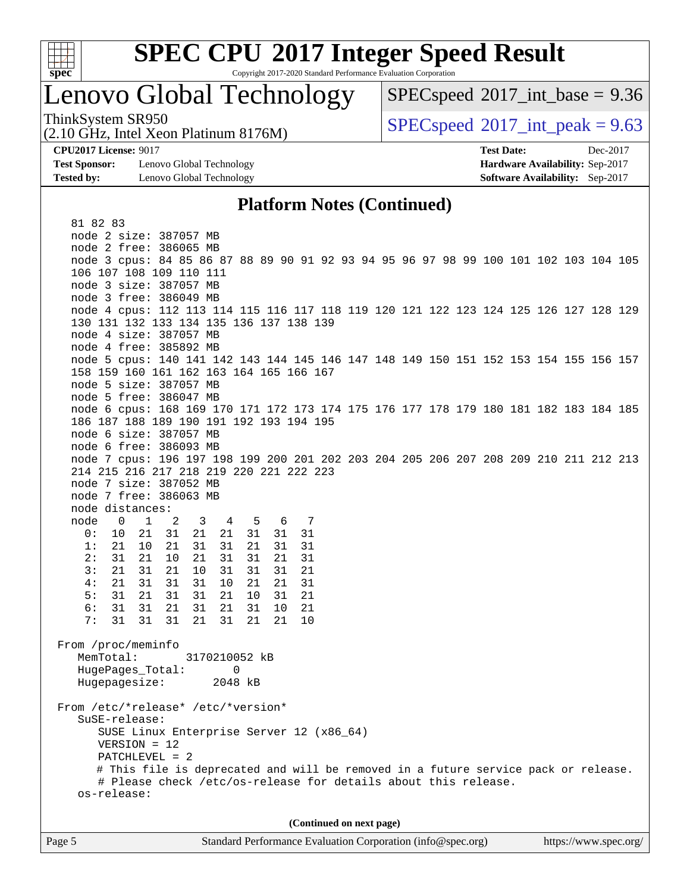## Platform Notes (Continued)

```
   81 82 83
   node 2 size: 387057 MB
   node 2 free: 386065 MB
   node 3 cpus: 84 85 86 87 88 89 90 91 92 93 94 95 96 97 98 99 100 101 102 103 104 105
   106 107 108 109 110 111
   node 3 size: 387057 MB
   node 3 free: 386049 MB
   node 4 cpus: 112 113 114 115 116 117 118 119 120 121 122 123 124 125 126 127 128 129
   130 131 132 133 134 135 136 137 138 139
   node 4 size: 387057 MB
   node 4 free: 385892 MB
   node 5 cpus: 140 141 142 143 144 145 146 147 148 149 150 151 152 153 154 155 156 157
   158 159 160 161 162 163 164 165 166 167
   node 5 size: 387057 MB
   node 5 free: 386047 MB
   node 6 cpus: 168 169 170 171 172 173 174 175 176 177 178 179 180 181 182 183 184 185
   186 187 188 189 190 191 192 193 194 195
   node 6 size: 387057 MB
   node 6 free: 386093 MB
   node 7 cpus: 196 197 198 199 200 201 202 203 204 205 206 207 208 209 210 211 212 213
   214 215 216 217 218 219 220 221 222 223
   node 7 size: 387052 MB
   node 7 free: 386063 MB
   node distances:
   node   0   1   2   3   4   5   6   7
     0:  10  21  31  21  21  31  31  31
     1:  21  10  21  31  31  21  31  31
     2:  31  21  10  21  31  31  21  31
     3:  21  31  21  10  31  31  31  21
     4:  21  31  31  31  10  21  21  31
     5:  31  21  31  31  21  10  31  21
     6:  31  31  21  31  21  31  10  21
     7:  31  31  31  21  31  21  21  10

 From /proc/meminfo
    MemTotal:       3170210052 kB
    HugePages_Total:       0
    Hugepagesize:       2048 kB

 From /etc/*release* /etc/*version*
    SuSE-release:
       SUSE Linux Enterprise Server 12 (x86_64)
       VERSION = 12
       PATCHLEVEL = 2
       # This file is deprecated and will be removed in a future service pack or release.
       # Please check /etc/os-release for details about this release.
    os-release:
```

(Continued on next page)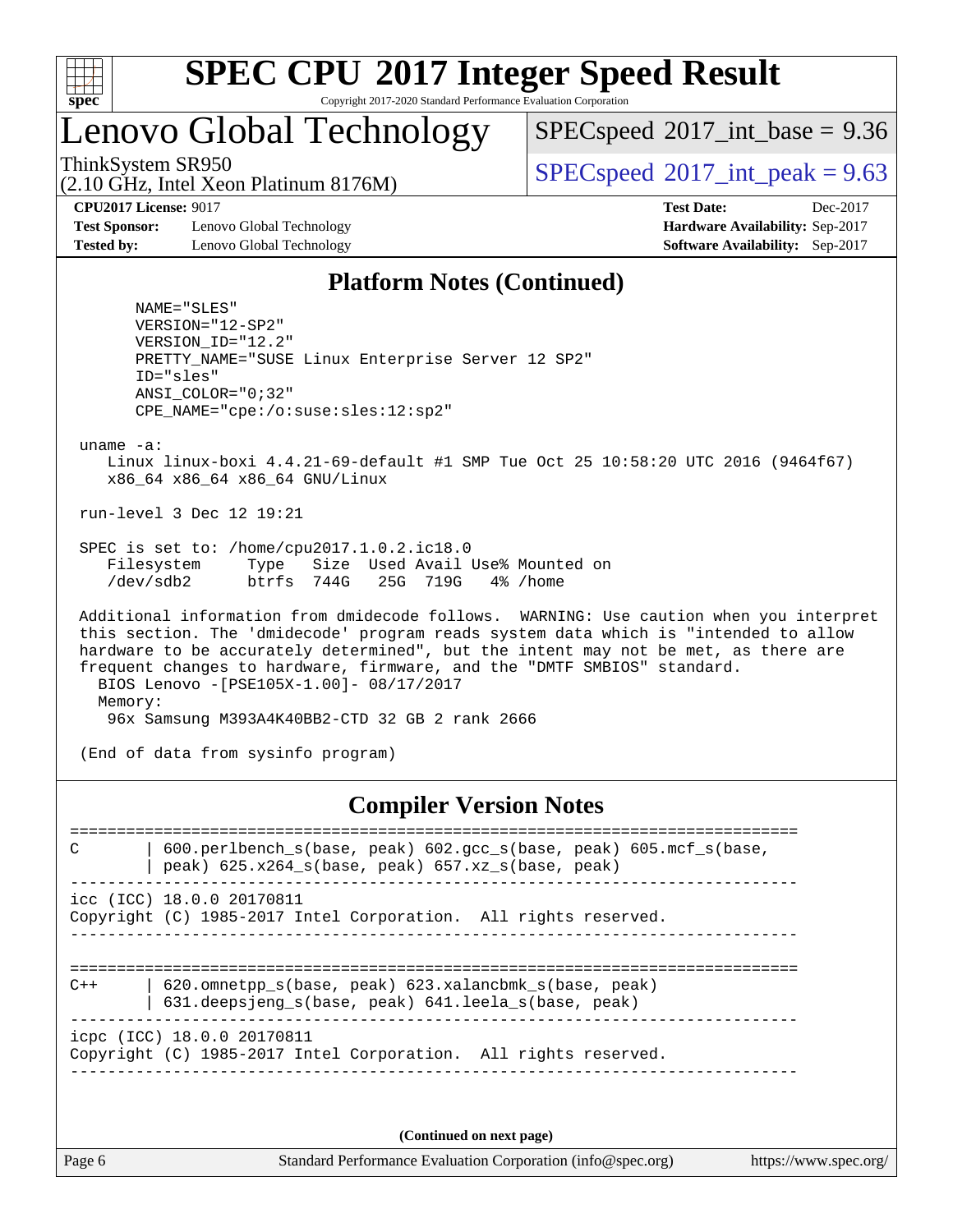## Platform Notes (Continued)

```
      NAME="SLES"
      VERSION="12-SP2"
      VERSION_ID="12.2"
      PRETTY_NAME="SUSE Linux Enterprise Server 12 SP2"
      ID="sles"
      ANSI_COLOR="0;32"
      CPE_NAME="cpe:/o:suse:sles:12:sp2"

 uname -a:
    Linux linux-boxi 4.4.21-69-default #1 SMP Tue Oct 25 10:58:20 UTC 2016 (9464f67)
    x86_64 x86_64 x86_64 GNU/Linux

 run-level 3 Dec 12 19:21

 SPEC is set to: /home/cpu2017.1.0.2.ic18.0
    Filesystem     Type   Size  Used Avail Use% Mounted on
    /dev/sdb2      btrfs  744G   25G  719G   4% /home

 Additional information from dmidecode follows.  WARNING: Use caution when you interpret
 this section. The 'dmidecode' program reads system data which is "intended to allow
 hardware to be accurately determined", but the intent may not be met, as there are
 frequent changes to hardware, firmware, and the "DMTF SMBIOS" standard.
   BIOS Lenovo -[PSE105X-1.00]- 08/17/2017
   Memory:
    96x Samsung M393A4K40BB2-CTD 32 GB 2 rank 2666

 (End of data from sysinfo program)
```

## Compiler Version Notes

```
==============================================================================
C       | 600.perlbench_s(base, peak) 602.gcc_s(base, peak) 605.mcf_s(base,
        | peak) 625.x264_s(base, peak) 657.xz_s(base, peak)
------------------------------------------------------------------------------
icc (ICC) 18.0.0 20170811
Copyright (C) 1985-2017 Intel Corporation.  All rights reserved.
------------------------------------------------------------------------------

==============================================================================
C++     | 620.omnetpp_s(base, peak) 623.xalancbmk_s(base, peak)
        | 631.deepsjeng_s(base, peak) 641.leela_s(base, peak)
------------------------------------------------------------------------------
icpc (ICC) 18.0.0 20170811
Copyright (C) 1985-2017 Intel Corporation.  All rights reserved.
------------------------------------------------------------------------------
```

(Continued on next page)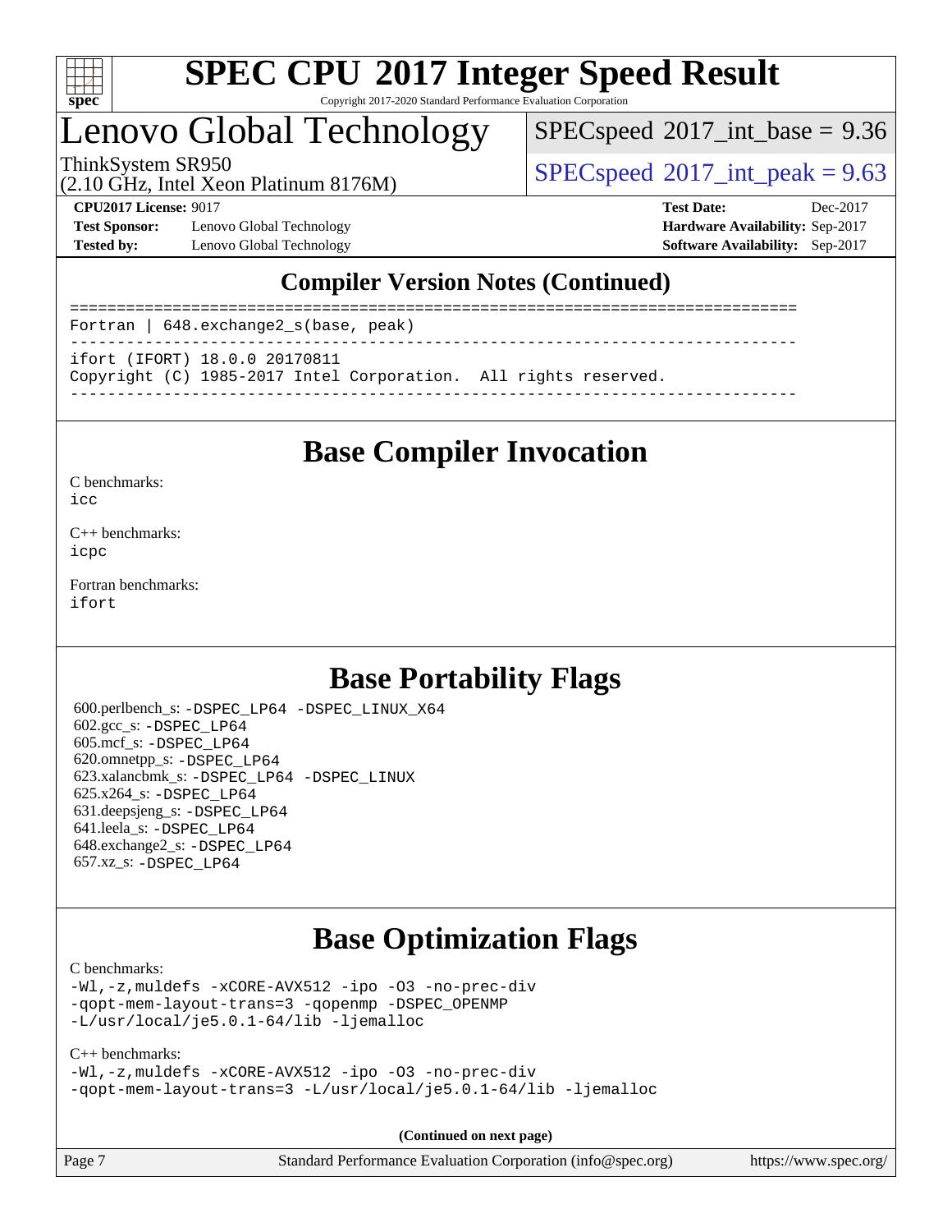## Compiler Version Notes (Continued)

```
==============================================================================
Fortran | 648.exchange2_s(base, peak)
------------------------------------------------------------------------------
ifort (IFORT) 18.0.0 20170811
Copyright (C) 1985-2017 Intel Corporation.  All rights reserved.
------------------------------------------------------------------------------
```

## Base Compiler Invocation

C benchmarks:
icc

C++ benchmarks:
icpc

Fortran benchmarks:
ifort

## Base Portability Flags

600.perlbench_s: -DSPEC_LP64 -DSPEC_LINUX_X64
602.gcc_s: -DSPEC_LP64
605.mcf_s: -DSPEC_LP64
620.omnetpp_s: -DSPEC_LP64
623.xalancbmk_s: -DSPEC_LP64 -DSPEC_LINUX
625.x264_s: -DSPEC_LP64
631.deepsjeng_s: -DSPEC_LP64
641.leela_s: -DSPEC_LP64
648.exchange2_s: -DSPEC_LP64
657.xz_s: -DSPEC_LP64

## Base Optimization Flags

C benchmarks:
-Wl,-z,muldefs -xCORE-AVX512 -ipo -O3 -no-prec-div
-qopt-mem-layout-trans=3 -qopenmp -DSPEC_OPENMP
-L/usr/local/je5.0.1-64/lib -ljemalloc

C++ benchmarks:
-Wl,-z,muldefs -xCORE-AVX512 -ipo -O3 -no-prec-div
-qopt-mem-layout-trans=3 -L/usr/local/je5.0.1-64/lib -ljemalloc

(Continued on next page)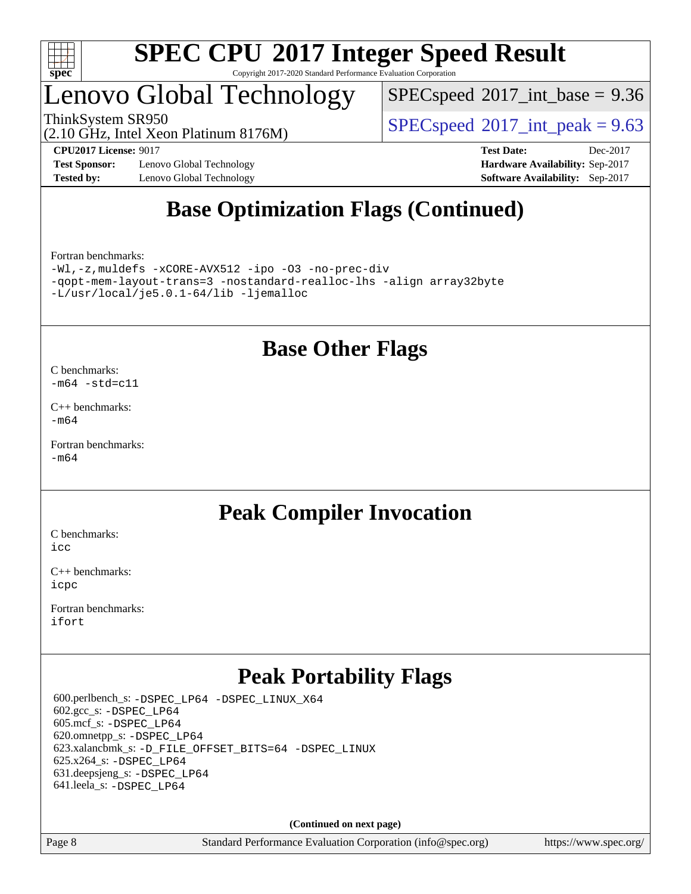# Base Optimization Flags (Continued)

Fortran benchmarks:

```
-Wl,-z,muldefs -xCORE-AVX512 -ipo -O3 -no-prec-div
-qopt-mem-layout-trans=3 -nostandard-realloc-lhs -align array32byte
-L/usr/local/je5.0.1-64/lib -ljemalloc
```

# Base Other Flags

C benchmarks:
`-m64 -std=c11`

C++ benchmarks:
`-m64`

Fortran benchmarks:
`-m64`

# Peak Compiler Invocation

C benchmarks:
`icc`

C++ benchmarks:
`icpc`

Fortran benchmarks:
`ifort`

# Peak Portability Flags

600.perlbench_s: `-DSPEC_LP64 -DSPEC_LINUX_X64`
602.gcc_s: `-DSPEC_LP64`
605.mcf_s: `-DSPEC_LP64`
620.omnetpp_s: `-DSPEC_LP64`
623.xalancbmk_s: `-D_FILE_OFFSET_BITS=64 -DSPEC_LINUX`
625.x264_s: `-DSPEC_LP64`
631.deepsjeng_s: `-DSPEC_LP64`
641.leela_s: `-DSPEC_LP64`

(Continued on next page)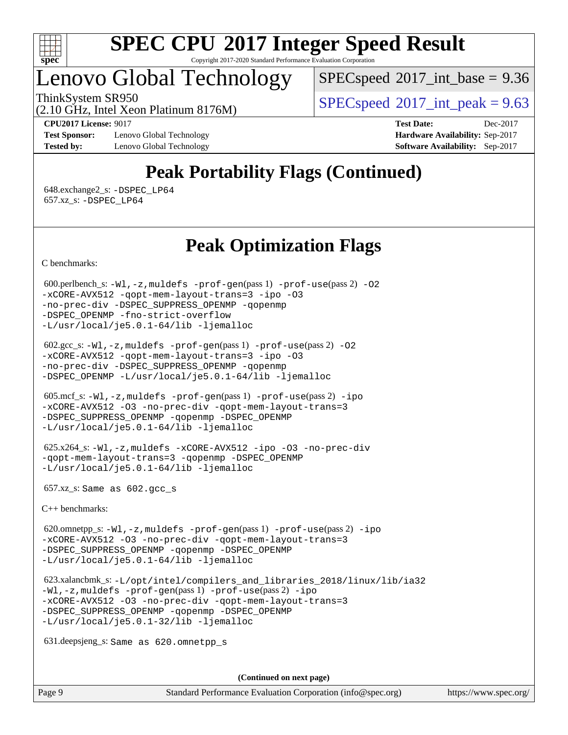# SPEC CPU 2017 Integer Speed Result

Copyright 2017-2020 Standard Performance Evaluation Corporation

## Lenovo Global Technology

ThinkSystem SR950
(2.10 GHz, Intel Xeon Platinum 8176M)

SPECspeed 2017_int_base = 9.36

SPECspeed 2017_int_peak = 9.63

**CPU2017 License:** 9017
**Test Sponsor:** Lenovo Global Technology
**Tested by:** Lenovo Global Technology

**Test Date:** Dec-2017
**Hardware Availability:** Sep-2017
**Software Availability:** Sep-2017

## Peak Portability Flags (Continued)

648.exchange2_s: -DSPEC_LP64
657.xz_s: -DSPEC_LP64

## Peak Optimization Flags

C benchmarks:

600.perlbench_s: -Wl,-z,muldefs -prof-gen(pass 1) -prof-use(pass 2) -O2 -xCORE-AVX512 -qopt-mem-layout-trans=3 -ipo -O3 -no-prec-div -DSPEC_SUPPRESS_OPENMP -qopenmp -DSPEC_OPENMP -fno-strict-overflow -L/usr/local/je5.0.1-64/lib -ljemalloc

602.gcc_s: -Wl,-z,muldefs -prof-gen(pass 1) -prof-use(pass 2) -O2 -xCORE-AVX512 -qopt-mem-layout-trans=3 -ipo -O3 -no-prec-div -DSPEC_SUPPRESS_OPENMP -qopenmp -DSPEC_OPENMP -L/usr/local/je5.0.1-64/lib -ljemalloc

605.mcf_s: -Wl,-z,muldefs -prof-gen(pass 1) -prof-use(pass 2) -ipo -xCORE-AVX512 -O3 -no-prec-div -qopt-mem-layout-trans=3 -DSPEC_SUPPRESS_OPENMP -qopenmp -DSPEC_OPENMP -L/usr/local/je5.0.1-64/lib -ljemalloc

625.x264_s: -Wl,-z,muldefs -xCORE-AVX512 -ipo -O3 -no-prec-div -qopt-mem-layout-trans=3 -qopenmp -DSPEC_OPENMP -L/usr/local/je5.0.1-64/lib -ljemalloc

657.xz_s: Same as 602.gcc_s

C++ benchmarks:

620.omnetpp_s: -Wl,-z,muldefs -prof-gen(pass 1) -prof-use(pass 2) -ipo -xCORE-AVX512 -O3 -no-prec-div -qopt-mem-layout-trans=3 -DSPEC_SUPPRESS_OPENMP -qopenmp -DSPEC_OPENMP -L/usr/local/je5.0.1-64/lib -ljemalloc

623.xalancbmk_s: -L/opt/intel/compilers_and_libraries_2018/linux/lib/ia32 -Wl,-z,muldefs -prof-gen(pass 1) -prof-use(pass 2) -ipo -xCORE-AVX512 -O3 -no-prec-div -qopt-mem-layout-trans=3 -DSPEC_SUPPRESS_OPENMP -qopenmp -DSPEC_OPENMP -L/usr/local/je5.0.1-32/lib -ljemalloc

631.deepsjeng_s: Same as 620.omnetpp_s

**(Continued on next page)**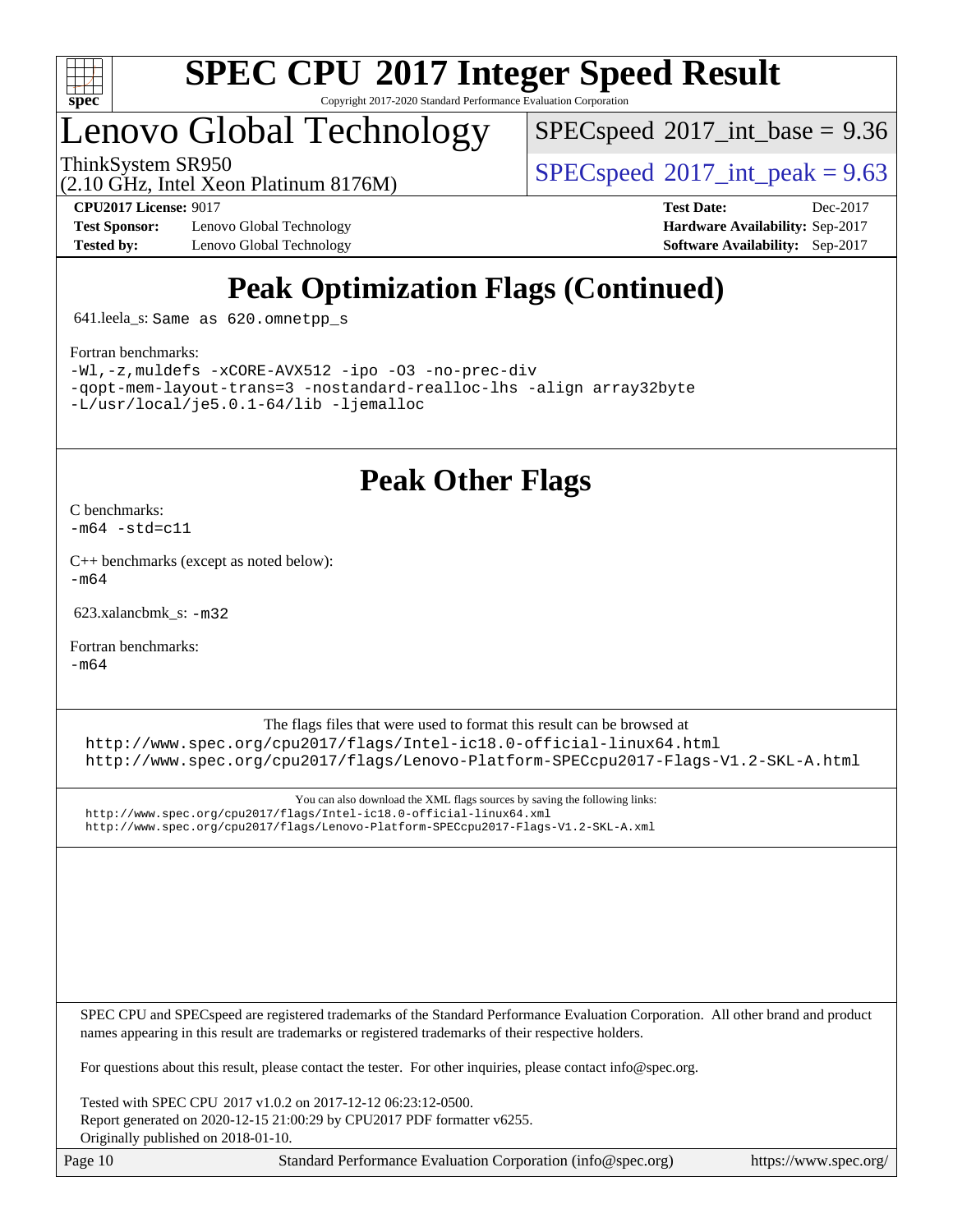# Peak Optimization Flags (Continued)

641.leela_s: Same as 620.omnetpp_s

Fortran benchmarks:

```
-Wl,-z,muldefs -xCORE-AVX512 -ipo -O3 -no-prec-div
-qopt-mem-layout-trans=3 -nostandard-realloc-lhs -align array32byte
-L/usr/local/je5.0.1-64/lib -ljemalloc
```

# Peak Other Flags

C benchmarks:

```
-m64 -std=c11
```

C++ benchmarks (except as noted below):

```
-m64
```

623.xalancbmk_s: `-m32`

Fortran benchmarks:

```
-m64
```

The flags files that were used to format this result can be browsed at

http://www.spec.org/cpu2017/flags/Intel-ic18.0-official-linux64.html
http://www.spec.org/cpu2017/flags/Lenovo-Platform-SPECcpu2017-Flags-V1.2-SKL-A.html

You can also download the XML flags sources by saving the following links:

http://www.spec.org/cpu2017/flags/Intel-ic18.0-official-linux64.xml
http://www.spec.org/cpu2017/flags/Lenovo-Platform-SPECcpu2017-Flags-V1.2-SKL-A.xml

SPEC CPU and SPECspeed are registered trademarks of the Standard Performance Evaluation Corporation. All other brand and product names appearing in this result are trademarks or registered trademarks of their respective holders.

For questions about this result, please contact the tester. For other inquiries, please contact info@spec.org.

Tested with SPEC CPU 2017 v1.0.2 on 2017-12-12 06:23:12-0500.
Report generated on 2020-12-15 21:00:29 by CPU2017 PDF formatter v6255.
Originally published on 2018-01-10.